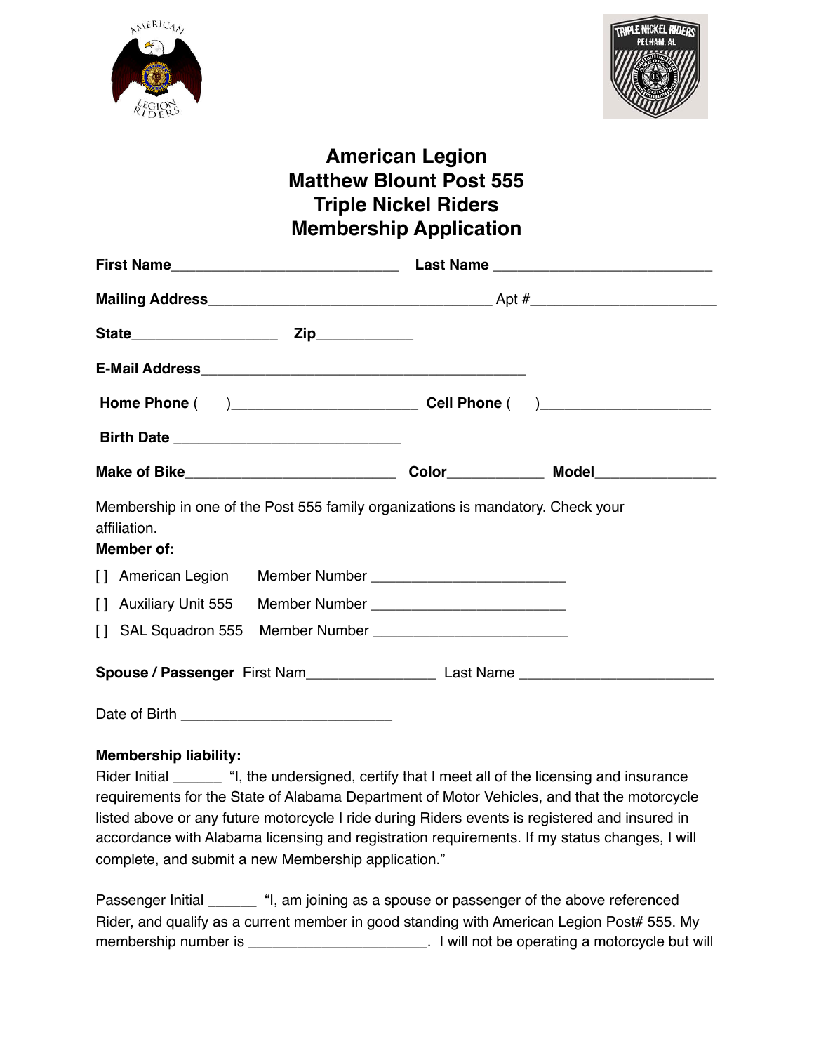# American Legion
# Matthew Blount Post 555
# Triple Nickel Riders
# Membership Application

**First Name**___________________________ **Last Name** ___________________________

**Mailing Address**___________________________________ Apt #_______________________

**State**__________________ **Zip**____________

**E-Mail Address**_________________________________________

**Home Phone** (     )______________________ **Cell Phone** (     )____________________

**Birth Date** ____________________________

**Make of Bike**__________________________ **Color**____________ **Model**_______________

Membership in one of the Post 555 family organizations is mandatory. Check your affiliation.

**Member of:**

[ ] American Legion    Member Number ________________________

[ ] Auxiliary Unit 555    Member Number ________________________

[ ] SAL Squadron 555    Member Number ________________________

**Spouse / Passenger** First Nam________________ Last Name ________________________

Date of Birth __________________________

**Membership liability:**

Rider Initial ______ "I, the undersigned, certify that I meet all of the licensing and insurance requirements for the State of Alabama Department of Motor Vehicles, and that the motorcycle listed above or any future motorcycle I ride during Riders events is registered and insured in accordance with Alabama licensing and registration requirements. If my status changes, I will complete, and submit a new Membership application."

Passenger Initial ______ "I, am joining as a spouse or passenger of the above referenced Rider, and qualify as a current member in good standing with American Legion Post# 555. My membership number is ______________________. I will not be operating a motorcycle but will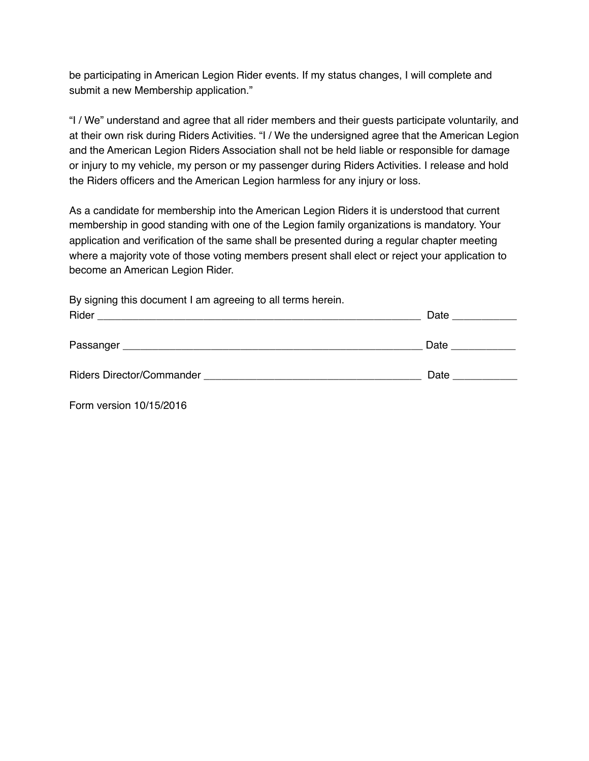be participating in American Legion Rider events. If my status changes, I will complete and submit a new Membership application."

"I / We" understand and agree that all rider members and their guests participate voluntarily, and at their own risk during Riders Activities. "I / We the undersigned agree that the American Legion and the American Legion Riders Association shall not be held liable or responsible for damage or injury to my vehicle, my person or my passenger during Riders Activities. I release and hold the Riders officers and the American Legion harmless for any injury or loss.

As a candidate for membership into the American Legion Riders it is understood that current membership in good standing with one of the Legion family organizations is mandatory. Your application and verification of the same shall be presented during a regular chapter meeting where a majority vote of those voting members present shall elect or reject your application to become an American Legion Rider.

By signing this document I am agreeing to all terms herein.

Rider ___________________________________________________ Date ___________

Passanger _______________________________________________ Date ___________

Riders Director/Commander ____________________________________ Date ___________

Form version 10/15/2016